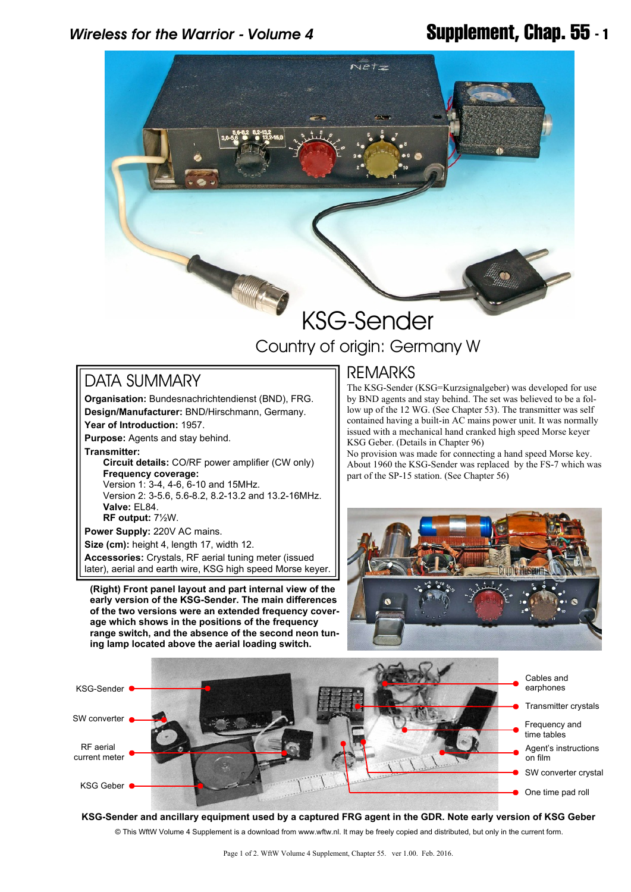# KSG-Sender

Country of origin: Germany W

## DATA SUMMARY

**Organisation:** Bundesnachrichtendienst (BND), FRG.
**Design/Manufacturer:** BND/Hirschmann, Germany.
**Year of Introduction:** 1957.
**Purpose:** Agents and stay behind.
**Transmitter:**
**Circuit details:** CO/RF power amplifier (CW only)
**Frequency coverage:**
Version 1: 3-4, 4-6, 6-10 and 15MHz.
Version 2: 3-5.6, 5.6-8.2, 8.2-13.2 and 13.2-16MHz.
**Valve:** EL84.
**RF output:** 7½W.
**Power Supply:** 220V AC mains.
**Size (cm):** height 4, length 17, width 12.
**Accessories:** Crystals, RF aerial tuning meter (issued later), aerial and earth wire, KSG high speed Morse keyer.

## REMARKS

The KSG-Sender (KSG=Kurzsignalgeber) was developed for use by BND agents and stay behind. The set was believed to be a follow up of the 12 WG. (See Chapter 53). The transmitter was self contained having a built-in AC mains power unit. It was normally issued with a mechanical hand cranked high speed Morse keyer KSG Geber. (Details in Chapter 96)
No provision was made for connecting a hand speed Morse key.
About 1960 the KSG-Sender was replaced by the FS-7 which was part of the SP-15 station. (See Chapter 56)

**(Right) Front panel layout and part internal view of the early version of the KSG-Sender. The main differences of the two versions were an extended frequency coverage which shows in the positions of the frequency range switch, and the absence of the second neon tuning lamp located above the aerial loading switch.**

KSG-Sender, SW converter, RF aerial current meter, KSG Geber, Cables and earphones, Transmitter crystals, Frequency and time tables, Agent's instructions on film, SW converter crystal, One time pad roll

**KSG-Sender and ancillary equipment used by a captured FRG agent in the GDR. Note early version of KSG Geber**

© This WftW Volume 4 Supplement is a download from www.wftw.nl. It may be freely copied and distributed, but only in the current form.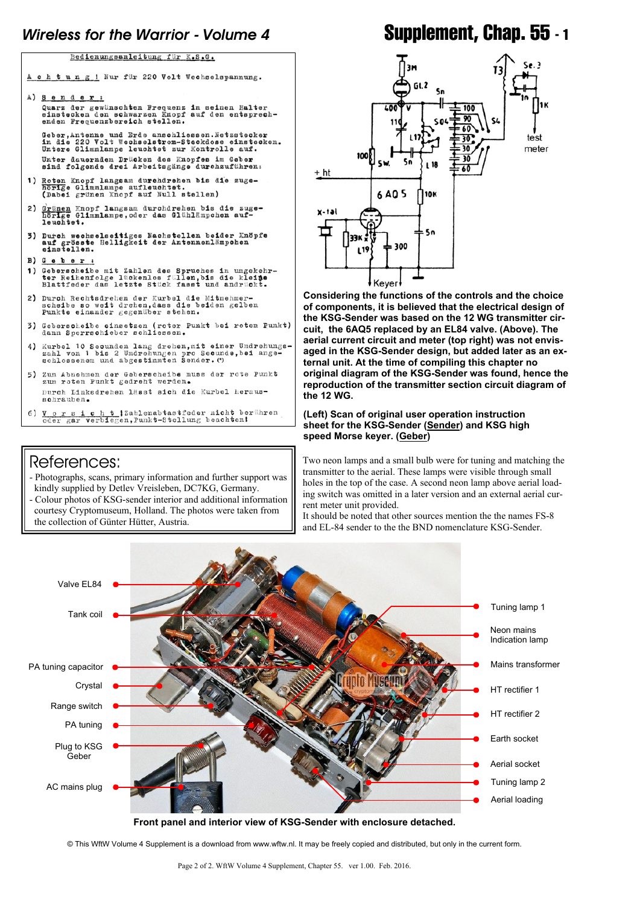# Supplement, Chap. 55 - 1

Bedienungsanleitung für K.S.G.

Achtung! Nur für 220 Volt Wechselspannung.

A) Sender:

Quarz der gewünschten Frequenz in seinen Halter einstecken den schwarzen Knopf auf den entsprechenden Frequenzbereich stellen.

Geber, Antenne und Erde anschliessen. Netzstecker in die 220 Volt Wechselstrom-Steckdose einstecken. Untere Glimmlampe leuchtet zur Kontrolle auf.

Unter dauerndem Drücken des Knopfes im Geber sind folgende drei Arbeitsgänge durchzuführen:

1) Roten Knopf langsam durchdrehen bis die zugehörige Glimmlampe aufleuchtet. (Dabei grünen Knopf auf Null stellen)

2) Grünen Knopf langsam durchdrehen bis die zugehörige Glimmlampe, oder das Glühlämpchen aufleuchtet.

3) Durch wechselseitiges Nachstellen beider Knöpfe auf grösste Helligkeit der Antennenlämpchen einstellen.

B) Geber:

1) Geberscheibe mit Zahlen des Spruches in umgekehrter Reihenfolge lückenlos füllen, bis die kleine Blattfeder das letzte Stück fasst und andrückt.

2) Durch Rechtsdrehen der Kurbel die Mitnehmerscheibe so weit drehen, dass die beiden gelben Punkte einander gegenüber stehen.

3) Geberscheibe einsetzen (roter Punkt bei rotem Punkt) dann Sperrschieber schliessen.

4) Kurbel 10 Secunden lang drehen, mit einer Umdrehungszahl von 1 bis 2 Umdrehungen pro Secunde, bei angeschlossenem und abgestimmten Sender. (*)

5) Zum Abnehmen der Geberscheibe muss der rote Punkt zum roten Punkt gedreht werden.
Durch Linksdrehen lässt sich die Kurbel herausschrauben.

6) Vorsicht! Zahlenabtastfeder nicht berühren oder gar verbiegen, Punkt-Stellung beachten!

3M
Gl.2
5n
400
V
110
SO4
L17
100
90
60
30
30
30
60
S4
100
Sw.
5n
L18
+ ht
6AQ5
10K
X-tal
33K
L19
300
5n
Keyer
T3
Se.3
1n
1K
test meter

**Considering the functions of the controls and the choice of components, it is believed that the electrical design of the KSG-Sender was based on the 12 WG transmitter circuit, the 6AQ5 replaced by an EL84 valve. (Above). The aerial current circuit and meter (top right) was not envisaged in the KSG-Sender design, but added later as an external unit. At the time of compiling this chapter no original diagram of the KSG-Sender was found, hence the reproduction of the transmitter section circuit diagram of the 12 WG.**

**(Left) Scan of original user operation instruction sheet for the KSG-Sender (Sender) and KSG high speed Morse keyer. (Geber)**

## References:

- Photographs, scans, primary information and further support was kindly supplied by Detlev Vreisleben, DC7KG, Germany.
- Colour photos of KSG-sender interior and additional information courtesy Cryptomuseum, Holland. The photos were taken from the collection of Günter Hütter, Austria.

Two neon lamps and a small bulb were for tuning and matching the transmitter to the aerial. These lamps were visible through small holes in the top of the case. A second neon lamp above aerial loading switch was omitted in a later version and an external aerial current meter unit provided.
It should be noted that other sources mention the the names FS-8 and EL-84 sender to the the BND nomenclature KSG-Sender.

Valve EL84
Tank coil
PA tuning capacitor
Crystal
Range switch
PA tuning
Plug to KSG Geber
AC mains plug
Tuning lamp 1
Neon mains Indication lamp
Mains transformer
HT rectifier 1
HT rectifier 2
Earth socket
Aerial socket
Tuning lamp 2
Aerial loading

**Front panel and interior view of KSG-Sender with enclosure detached.**

© This WftW Volume 4 Supplement is a download from www.wftw.nl. It may be freely copied and distributed, but only in the current form.